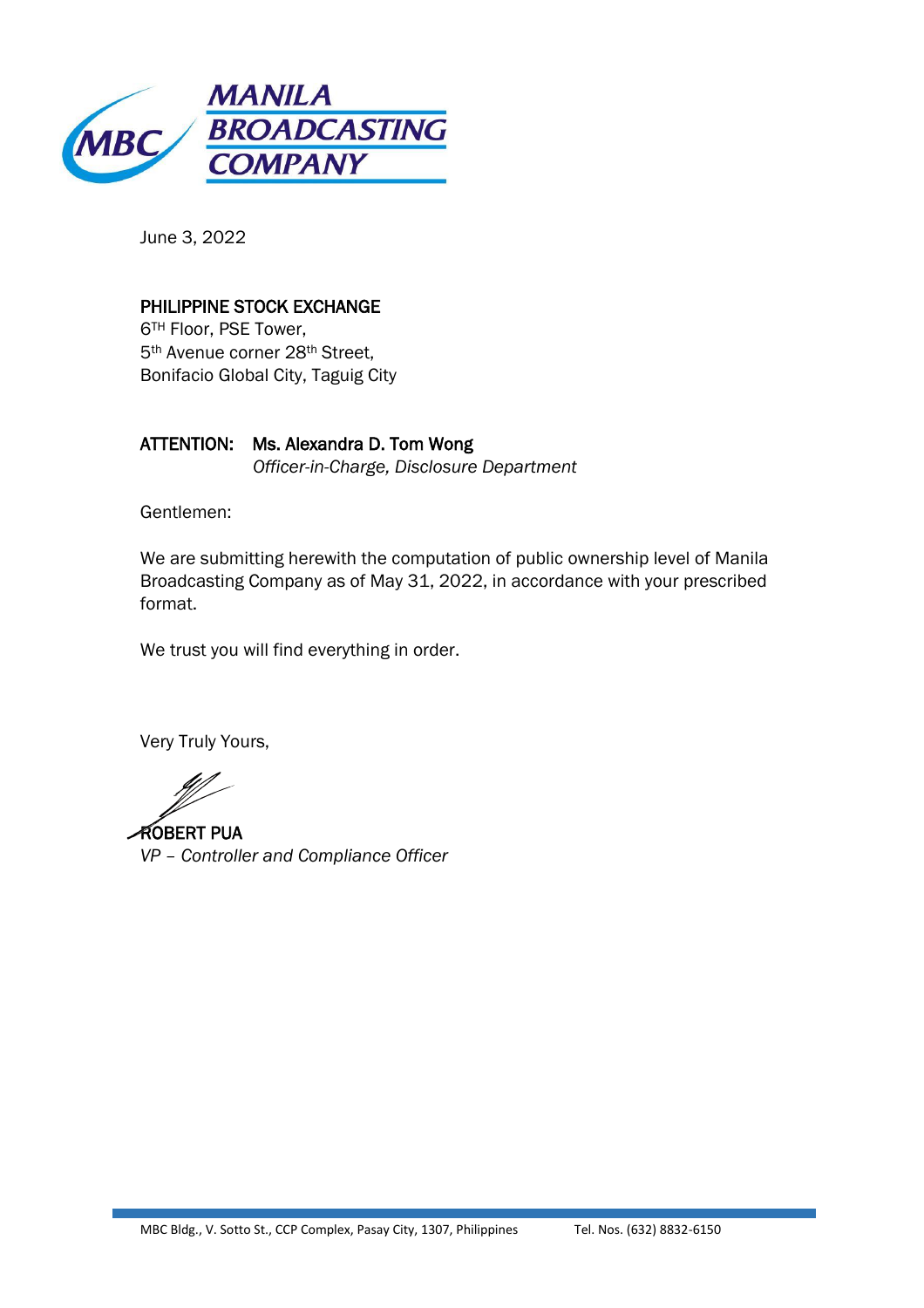**MANILA BROADCASTING COMPANY**

June 3, 2022

**PHILIPPINE STOCK EXCHANGE**
6TH Floor, PSE Tower,
5th Avenue corner 28th Street,
Bonifacio Global City, Taguig City

**ATTENTION: Ms. Alexandra D. Tom Wong**
*Officer-in-Charge, Disclosure Department*

Gentlemen:

We are submitting herewith the computation of public ownership level of Manila Broadcasting Company as of May 31, 2022, in accordance with your prescribed format.

We trust you will find everything in order.

Very Truly Yours,

**ROBERT PUA**
*VP – Controller and Compliance Officer*

MBC Bldg., V. Sotto St., CCP Complex, Pasay City, 1307, Philippines Tel. Nos. (632) 8832-6150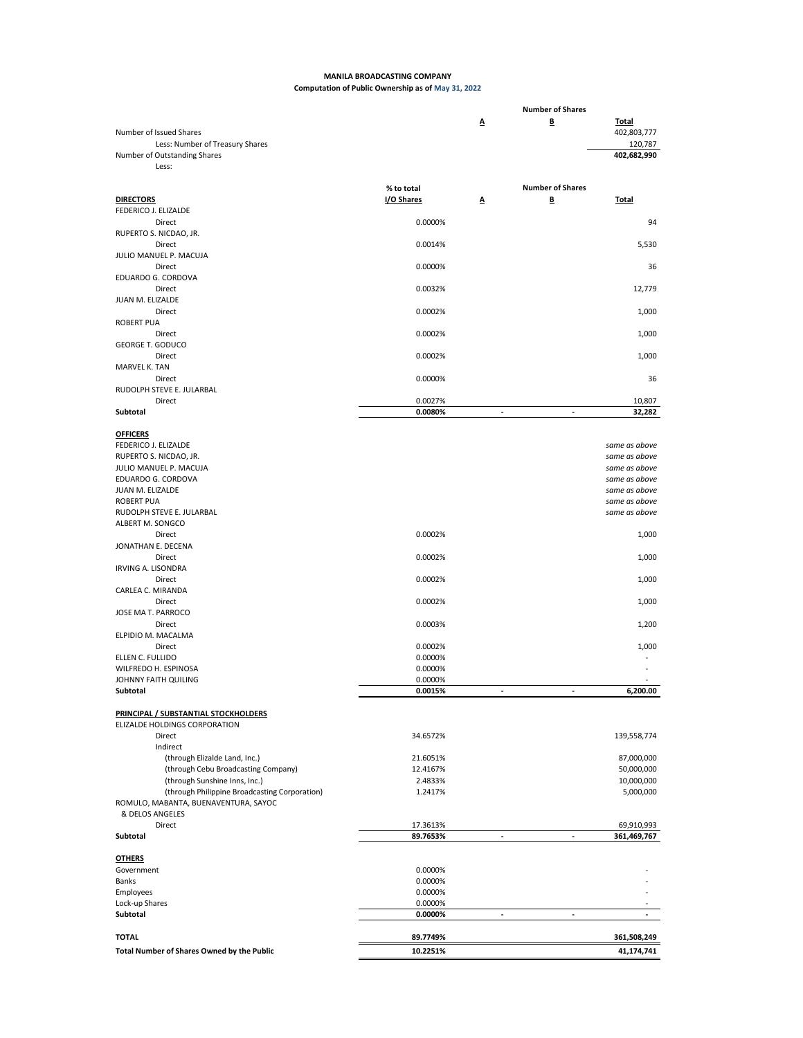**MANILA BROADCASTING COMPANY**

**Computation of Public Ownership as of May 31, 2022**

| | | Number of Shares | | |
|---|---|---|---|---|
| | | A | B | Total |
| Number of Issued Shares | | | | 402,803,777 |
| Less: Number of Treasury Shares | | | | 120,787 |
| Number of Outstanding Shares | | | | 402,682,990 |
| Less: | | | | |

| | % to total I/O Shares | A | B | Total |
|---|---|---|---|---|
| **DIRECTORS** | | | | |
| FEDERICO J. ELIZALDE | | | | |
| Direct | 0.0000% | | | 94 |
| RUPERTO S. NICDAO, JR. | | | | |
| Direct | 0.0014% | | | 5,530 |
| JULIO MANUEL P. MACUJA | | | | |
| Direct | 0.0000% | | | 36 |
| EDUARDO G. CORDOVA | | | | |
| Direct | 0.0032% | | | 12,779 |
| JUAN M. ELIZALDE | | | | |
| Direct | 0.0002% | | | 1,000 |
| ROBERT PUA | | | | |
| Direct | 0.0002% | | | 1,000 |
| GEORGE T. GODUCO | | | | |
| Direct | 0.0002% | | | 1,000 |
| MARVEL K. TAN | | | | |
| Direct | 0.0000% | | | 36 |
| RUDOLPH STEVE E. JULARBAL | | | | |
| Direct | 0.0027% | | | 10,807 |
| **Subtotal** | **0.0080%** | **-** | **-** | **32,282** |
| **OFFICERS** | | | | |
| FEDERICO J. ELIZALDE | | | | *same as above* |
| RUPERTO S. NICDAO, JR. | | | | *same as above* |
| JULIO MANUEL P. MACUJA | | | | *same as above* |
| EDUARDO G. CORDOVA | | | | *same as above* |
| JUAN M. ELIZALDE | | | | *same as above* |
| ROBERT PUA | | | | *same as above* |
| RUDOLPH STEVE E. JULARBAL | | | | *same as above* |
| ALBERT M. SONGCO | | | | |
| Direct | 0.0002% | | | 1,000 |
| JONATHAN E. DECENA | | | | |
| Direct | 0.0002% | | | 1,000 |
| IRVING A. LISONDRA | | | | |
| Direct | 0.0002% | | | 1,000 |
| CARLEA C. MIRANDA | | | | |
| Direct | 0.0002% | | | 1,000 |
| JOSE MA T. PARROCO | | | | |
| Direct | 0.0003% | | | 1,200 |
| ELPIDIO M. MACALMA | | | | |
| Direct | 0.0002% | | | 1,000 |
| ELLEN C. FULLIDO | 0.0000% | | | - |
| WILFREDO H. ESPINOSA | 0.0000% | | | - |
| JOHNNY FAITH QUILING | 0.0000% | | | - |
| **Subtotal** | **0.0015%** | **-** | **-** | **6,200.00** |
| **PRINCIPAL / SUBSTANTIAL STOCKHOLDERS** | | | | |
| ELIZALDE HOLDINGS CORPORATION | | | | |
| Direct | 34.6572% | | | 139,558,774 |
| Indirect | | | | |
| (through Elizalde Land, Inc.) | 21.6051% | | | 87,000,000 |
| (through Cebu Broadcasting Company) | 12.4167% | | | 50,000,000 |
| (through Sunshine Inns, Inc.) | 2.4833% | | | 10,000,000 |
| (through Philippine Broadcasting Corporation) | 1.2417% | | | 5,000,000 |
| ROMULO, MABANTA, BUENAVENTURA, SAYOC & DELOS ANGELES | | | | |
| Direct | 17.3613% | | | 69,910,993 |
| **Subtotal** | **89.7653%** | **-** | **-** | **361,469,767** |
| **OTHERS** | | | | |
| Government | 0.0000% | | | - |
| Banks | 0.0000% | | | - |
| Employees | 0.0000% | | | - |
| Lock-up Shares | 0.0000% | | | - |
| **Subtotal** | **0.0000%** | **-** | **-** | **-** |
| **TOTAL** | **89.7749%** | | | **361,508,249** |
| **Total Number of Shares Owned by the Public** | **10.2251%** | | | **41,174,741** |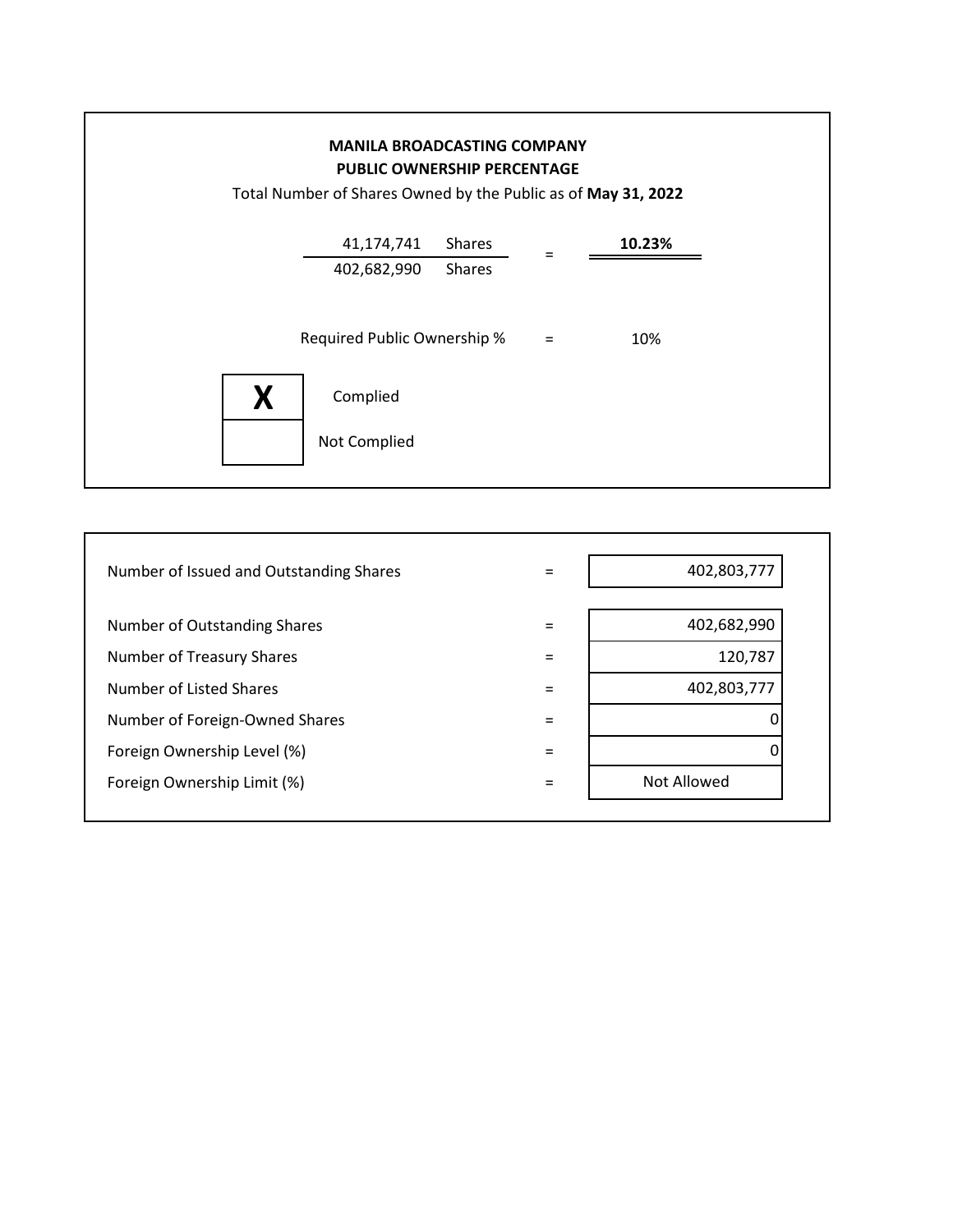**MANILA BROADCASTING COMPANY**
**PUBLIC OWNERSHIP PERCENTAGE**

Total Number of Shares Owned by the Public as of **May 31, 2022**

$$\frac{41,174,741 \text{ Shares}}{402,682,990 \text{ Shares}} = \mathbf{10.23\%}$$

Required Public Ownership % = 10%

| | |
|---|---|
| X | Complied |
| | Not Complied |

| | | |
|---|---|---|
| Number of Issued and Outstanding Shares | = | 402,803,777 |
| Number of Outstanding Shares | = | 402,682,990 |
| Number of Treasury Shares | = | 120,787 |
| Number of Listed Shares | = | 402,803,777 |
| Number of Foreign-Owned Shares | = | 0 |
| Foreign Ownership Level (%) | = | 0 |
| Foreign Ownership Limit (%) | = | Not Allowed |